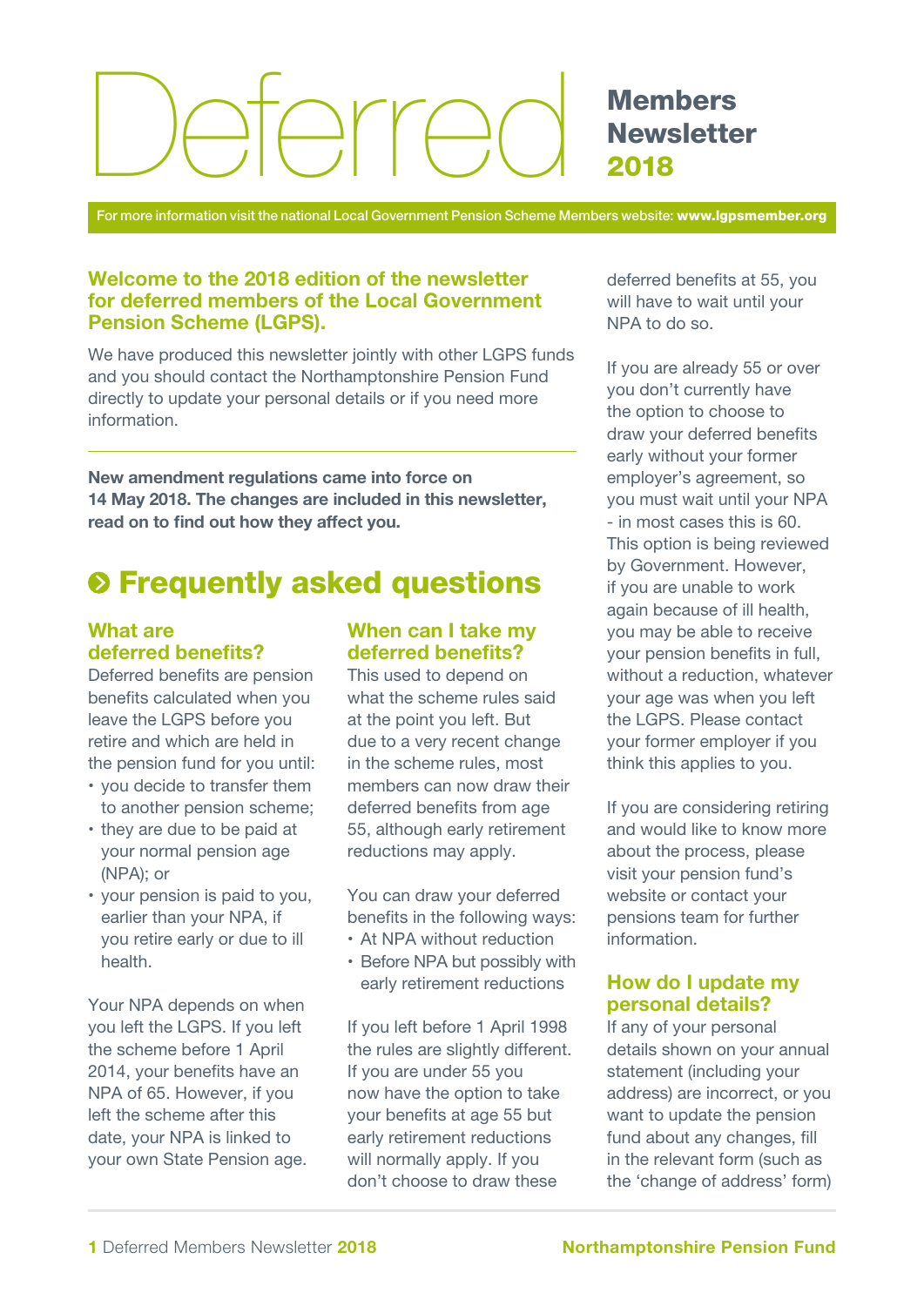# Deferred Members Newsletter 2018

For more information visit the national Local Government Pension Scheme Members website: **www.lgpsmember.org**

**Welcome to the 2018 edition of the newsletter for deferred members of the Local Government Pension Scheme (LGPS).**

We have produced this newsletter jointly with other LGPS funds and you should contact the Northamptonshire Pension Fund directly to update your personal details or if you need more information.

---

**New amendment regulations came into force on 14 May 2018. The changes are included in this newsletter, read on to find out how they affect you.**

## Frequently asked questions

### What are deferred benefits?

Deferred benefits are pension benefits calculated when you leave the LGPS before you retire and which are held in the pension fund for you until:

- you decide to transfer them to another pension scheme;
- they are due to be paid at your normal pension age (NPA); or
- your pension is paid to you, earlier than your NPA, if you retire early or due to ill health.

Your NPA depends on when you left the LGPS. If you left the scheme before 1 April 2014, your benefits have an NPA of 65. However, if you left the scheme after this date, your NPA is linked to your own State Pension age.

### When can I take my deferred benefits?

This used to depend on what the scheme rules said at the point you left. But due to a very recent change in the scheme rules, most members can now draw their deferred benefits from age 55, although early retirement reductions may apply.

You can draw your deferred benefits in the following ways:

- At NPA without reduction
- Before NPA but possibly with early retirement reductions

If you left before 1 April 1998 the rules are slightly different. If you are under 55 you now have the option to take your benefits at age 55 but early retirement reductions will normally apply. If you don't choose to draw these deferred benefits at 55, you will have to wait until your NPA to do so.

If you are already 55 or over you don't currently have the option to choose to draw your deferred benefits early without your former employer's agreement, so you must wait until your NPA - in most cases this is 60. This option is being reviewed by Government. However, if you are unable to work again because of ill health, you may be able to receive your pension benefits in full, without a reduction, whatever your age was when you left the LGPS. Please contact your former employer if you think this applies to you.

If you are considering retiring and would like to know more about the process, please visit your pension fund's website or contact your pensions team for further information.

### How do I update my personal details?

If any of your personal details shown on your annual statement (including your address) are incorrect, or you want to update the pension fund about any changes, fill in the relevant form (such as the 'change of address' form)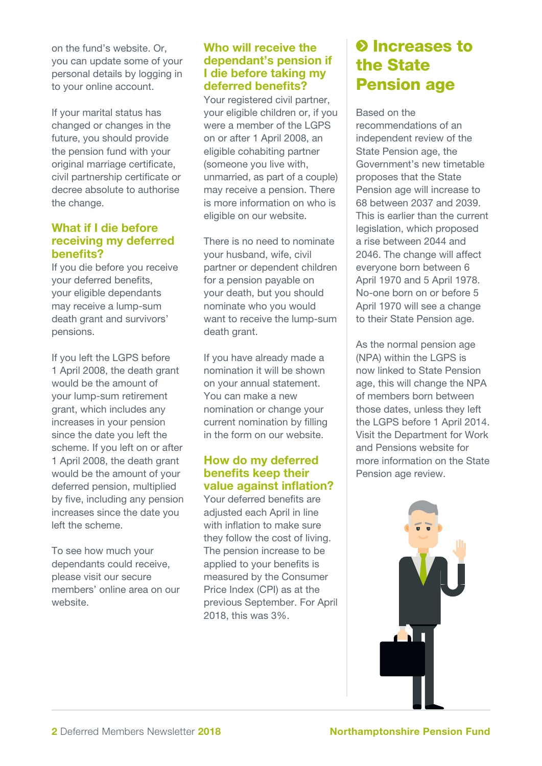on the fund's website. Or, you can update some of your personal details by logging in to your online account.

If your marital status has changed or changes in the future, you should provide the pension fund with your original marriage certificate, civil partnership certificate or decree absolute to authorise the change.

### What if I die before receiving my deferred benefits?

If you die before you receive your deferred benefits, your eligible dependants may receive a lump-sum death grant and survivors' pensions.

If you left the LGPS before 1 April 2008, the death grant would be the amount of your lump-sum retirement grant, which includes any increases in your pension since the date you left the scheme. If you left on or after 1 April 2008, the death grant would be the amount of your deferred pension, multiplied by five, including any pension increases since the date you left the scheme.

To see how much your dependants could receive, please visit our secure members' online area on our website.

### Who will receive the dependant's pension if I die before taking my deferred benefits?

Your registered civil partner, your eligible children or, if you were a member of the LGPS on or after 1 April 2008, an eligible cohabiting partner (someone you live with, unmarried, as part of a couple) may receive a pension. There is more information on who is eligible on our website.

There is no need to nominate your husband, wife, civil partner or dependent children for a pension payable on your death, but you should nominate who you would want to receive the lump-sum death grant.

If you have already made a nomination it will be shown on your annual statement. You can make a new nomination or change your current nomination by filling in the form on our website.

### How do my deferred benefits keep their value against inflation?

Your deferred benefits are adjusted each April in line with inflation to make sure they follow the cost of living. The pension increase to be applied to your benefits is measured by the Consumer Price Index (CPI) as at the previous September. For April 2018, this was 3%.

## Increases to the State Pension age

Based on the recommendations of an independent review of the State Pension age, the Government's new timetable proposes that the State Pension age will increase to 68 between 2037 and 2039. This is earlier than the current legislation, which proposed a rise between 2044 and 2046. The change will affect everyone born between 6 April 1970 and 5 April 1978. No-one born on or before 5 April 1970 will see a change to their State Pension age.

As the normal pension age (NPA) within the LGPS is now linked to State Pension age, this will change the NPA of members born between those dates, unless they left the LGPS before 1 April 2014. Visit the Department for Work and Pensions website for more information on the State Pension age review.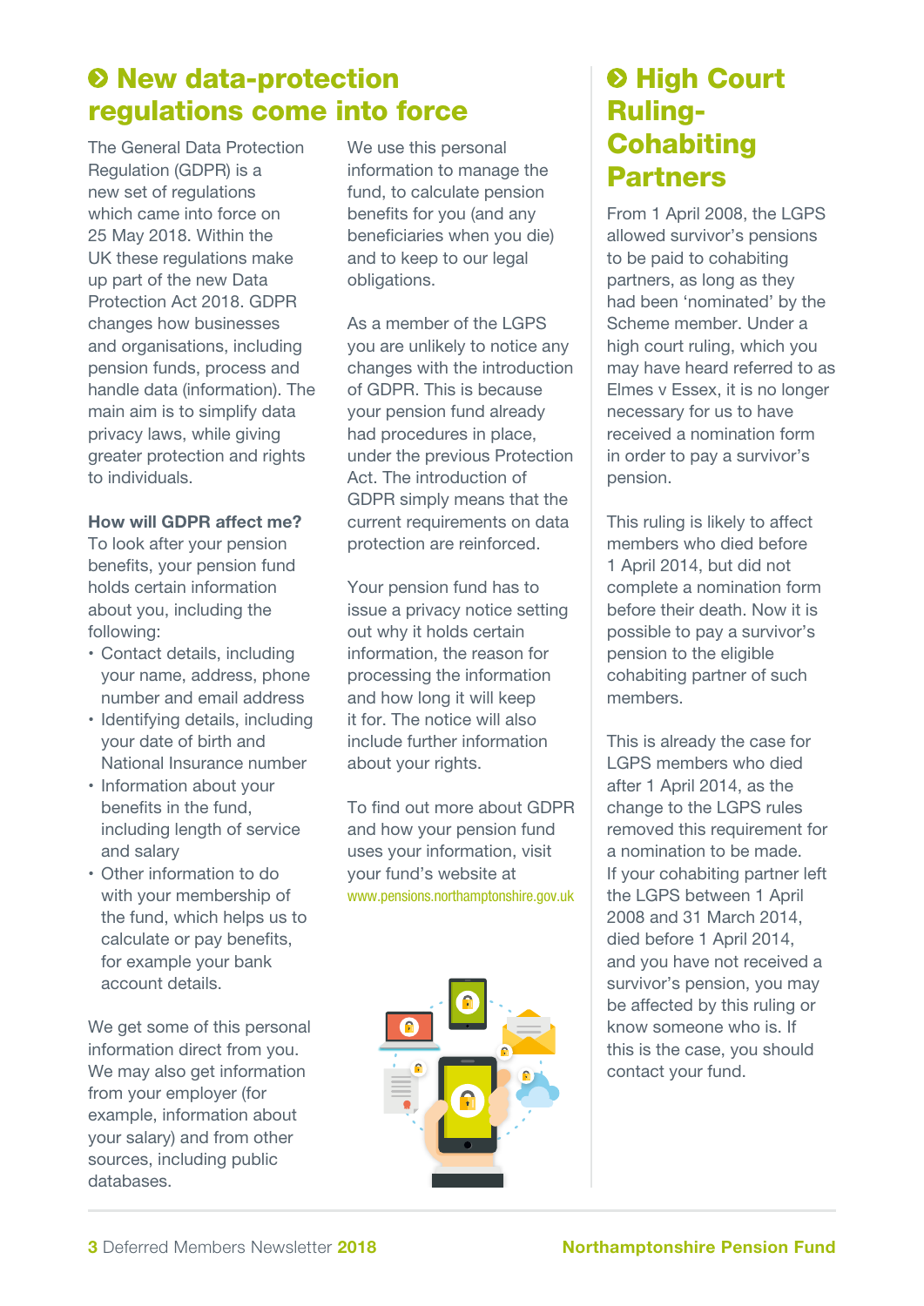## New data-protection regulations come into force

The General Data Protection Regulation (GDPR) is a new set of regulations which came into force on 25 May 2018. Within the UK these regulations make up part of the new Data Protection Act 2018. GDPR changes how businesses and organisations, including pension funds, process and handle data (information). The main aim is to simplify data privacy laws, while giving greater protection and rights to individuals.

**How will GDPR affect me?**

To look after your pension benefits, your pension fund holds certain information about you, including the following:

- Contact details, including your name, address, phone number and email address
- Identifying details, including your date of birth and National Insurance number
- Information about your benefits in the fund, including length of service and salary
- Other information to do with your membership of the fund, which helps us to calculate or pay benefits, for example your bank account details.

We get some of this personal information direct from you. We may also get information from your employer (for example, information about your salary) and from other sources, including public databases.

We use this personal information to manage the fund, to calculate pension benefits for you (and any beneficiaries when you die) and to keep to our legal obligations.

As a member of the LGPS you are unlikely to notice any changes with the introduction of GDPR. This is because your pension fund already had procedures in place, under the previous Protection Act. The introduction of GDPR simply means that the current requirements on data protection are reinforced.

Your pension fund has to issue a privacy notice setting out why it holds certain information, the reason for processing the information and how long it will keep it for. The notice will also include further information about your rights.

To find out more about GDPR and how your pension fund uses your information, visit your fund's website at www.pensions.northamptonshire.gov.uk

## High Court Ruling- Cohabiting Partners

From 1 April 2008, the LGPS allowed survivor's pensions to be paid to cohabiting partners, as long as they had been 'nominated' by the Scheme member. Under a high court ruling, which you may have heard referred to as Elmes v Essex, it is no longer necessary for us to have received a nomination form in order to pay a survivor's pension.

This ruling is likely to affect members who died before 1 April 2014, but did not complete a nomination form before their death. Now it is possible to pay a survivor's pension to the eligible cohabiting partner of such members.

This is already the case for LGPS members who died after 1 April 2014, as the change to the LGPS rules removed this requirement for a nomination to be made. If your cohabiting partner left the LGPS between 1 April 2008 and 31 March 2014, died before 1 April 2014, and you have not received a survivor's pension, you may be affected by this ruling or know someone who is. If this is the case, you should contact your fund.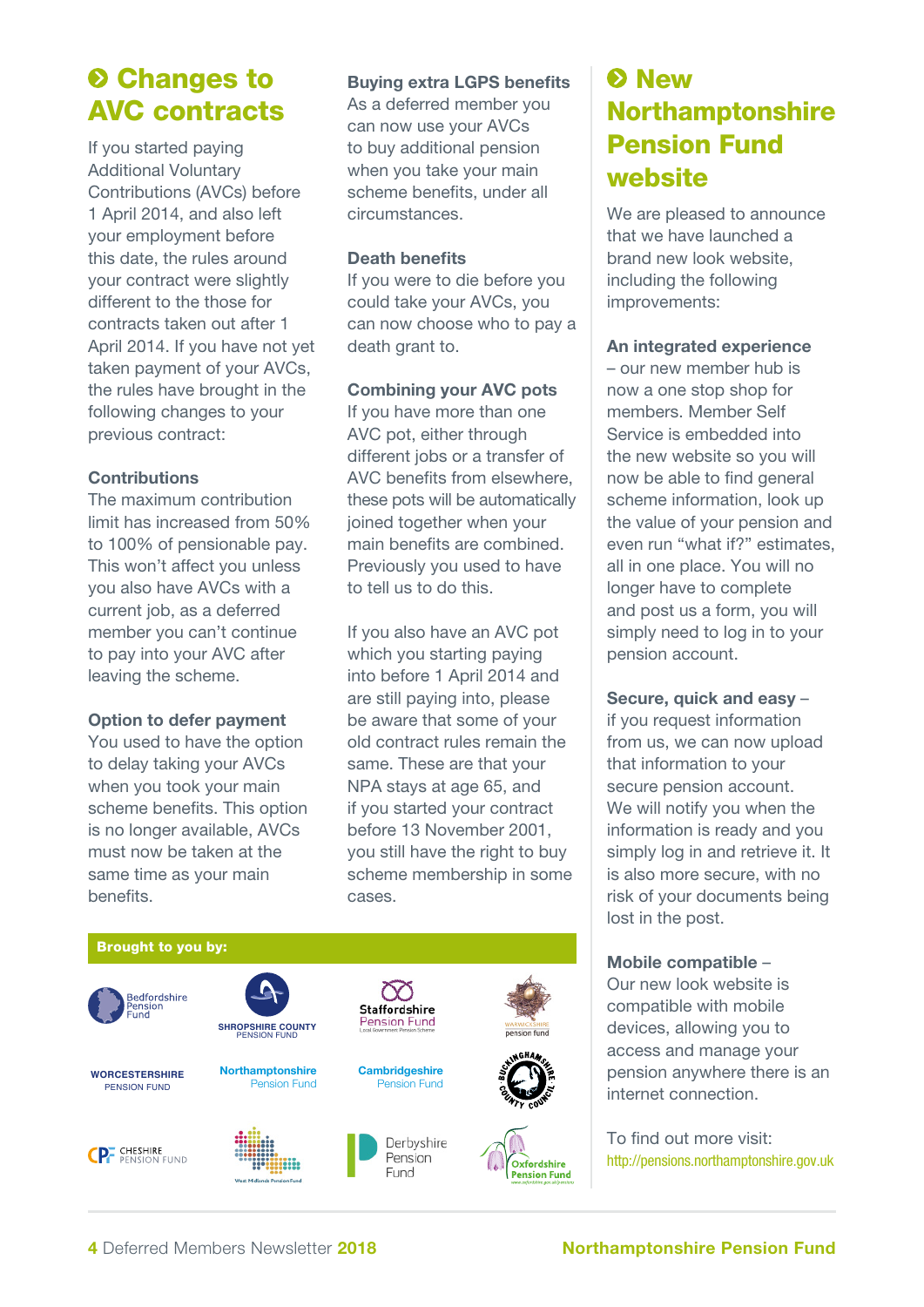## Changes to AVC contracts

If you started paying Additional Voluntary Contributions (AVCs) before 1 April 2014, and also left your employment before this date, the rules around your contract were slightly different to the those for contracts taken out after 1 April 2014. If you have not yet taken payment of your AVCs, the rules have brought in the following changes to your previous contract:

**Contributions**
The maximum contribution limit has increased from 50% to 100% of pensionable pay. This won't affect you unless you also have AVCs with a current job, as a deferred member you can't continue to pay into your AVC after leaving the scheme.

**Option to defer payment**
You used to have the option to delay taking your AVCs when you took your main scheme benefits. This option is no longer available, AVCs must now be taken at the same time as your main benefits.

**Buying extra LGPS benefits**
As a deferred member you can now use your AVCs to buy additional pension when you take your main scheme benefits, under all circumstances.

**Death benefits**
If you were to die before you could take your AVCs, you can now choose who to pay a death grant to.

**Combining your AVC pots**
If you have more than one AVC pot, either through different jobs or a transfer of AVC benefits from elsewhere, these pots will be automatically joined together when your main benefits are combined. Previously you used to have to tell us to do this.

If you also have an AVC pot which you starting paying into before 1 April 2014 and are still paying into, please be aware that some of your old contract rules remain the same. These are that your NPA stays at age 65, and if you started your contract before 13 November 2001, you still have the right to buy scheme membership in some cases.

**Brought to you by:**

Bedfordshire Pension Fund
Shropshire County Pension Fund
Staffordshire Pension Fund
Warwickshire pension fund
Worcestershire Pension Fund
Northamptonshire Pension Fund
Cambridgeshire Pension Fund
Buckinghamshire County Council
Cheshire Pension Fund
West Midlands Pension Fund
Derbyshire Pension Fund
Oxfordshire Pension Fund

## New Northamptonshire Pension Fund website

We are pleased to announce that we have launched a brand new look website, including the following improvements:

**An integrated experience** – our new member hub is now a one stop shop for members. Member Self Service is embedded into the new website so you will now be able to find general scheme information, look up the value of your pension and even run "what if?" estimates, all in one place. You will no longer have to complete and post us a form, you will simply need to log in to your pension account.

**Secure, quick and easy** – if you request information from us, we can now upload that information to your secure pension account. We will notify you when the information is ready and you simply log in and retrieve it. It is also more secure, with no risk of your documents being lost in the post.

**Mobile compatible** – Our new look website is compatible with mobile devices, allowing you to access and manage your pension anywhere there is an internet connection.

To find out more visit:
http://pensions.northamptonshire.gov.uk